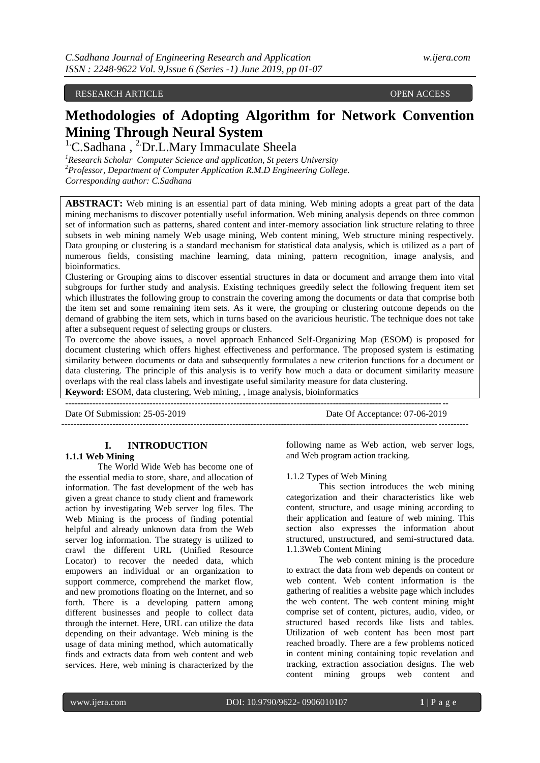RESEARCH ARTICLE OPEN ACCESS

# Methodologies of Adopting Algorithm for Network Convention Mining Through Neural System

[1.]C.Sadhana , [2.]Dr.L.Mary Immaculate Sheela

*[1]Research Scholar Computer Science and application, St peters University*
*[2]Professor, Department of Computer Application R.M.D Engineering College.*
*Corresponding author: C.Sadhana*

**ABSTRACT:** Web mining is an essential part of data mining. Web mining adopts a great part of the data mining mechanisms to discover potentially useful information. Web mining analysis depends on three common set of information such as patterns, shared content and inter-memory association link structure relating to three subsets in web mining namely Web usage mining, Web content mining, Web structure mining respectively. Data grouping or clustering is a standard mechanism for statistical data analysis, which is utilized as a part of numerous fields, consisting machine learning, data mining, pattern recognition, image analysis, and bioinformatics.

Clustering or Grouping aims to discover essential structures in data or document and arrange them into vital subgroups for further study and analysis. Existing techniques greedily select the following frequent item set which illustrates the following group to constrain the covering among the documents or data that comprise both the item set and some remaining item sets. As it were, the grouping or clustering outcome depends on the demand of grabbing the item sets, which in turns based on the avaricious heuristic. The technique does not take after a subsequent request of selecting groups or clusters.

To overcome the above issues, a novel approach Enhanced Self-Organizing Map (ESOM) is proposed for document clustering which offers highest effectiveness and performance. The proposed system is estimating similarity between documents or data and subsequently formulates a new criterion functions for a document or data clustering. The principle of this analysis is to verify how much a data or document similarity measure overlaps with the real class labels and investigate useful similarity measure for data clustering.

**Keyword:** ESOM, data clustering, Web mining, , image analysis, bioinformatics

---

Date Of Submission: 25-05-2019 Date Of Acceptance: 07-06-2019

---

## I. INTRODUCTION

### 1.1.1 Web Mining

The World Wide Web has become one of the essential media to store, share, and allocation of information. The fast development of the web has given a great chance to study client and framework action by investigating Web server log files. The Web Mining is the process of finding potential helpful and already unknown data from the Web server log information. The strategy is utilized to crawl the different URL (Unified Resource Locator) to recover the needed data, which empowers an individual or an organization to support commerce, comprehend the market flow, and new promotions floating on the Internet, and so forth. There is a developing pattern among different businesses and people to collect data through the internet. Here, URL can utilize the data depending on their advantage. Web mining is the usage of data mining method, which automatically finds and extracts data from web content and web services. Here, web mining is characterized by the following name as Web action, web server logs, and Web program action tracking.

1.1.2 Types of Web Mining

This section introduces the web mining categorization and their characteristics like web content, structure, and usage mining according to their application and feature of web mining. This section also expresses the information about structured, unstructured, and semi-structured data.

1.1.3Web Content Mining

The web content mining is the procedure to extract the data from web depends on content or web content. Web content information is the gathering of realities a website page which includes the web content. The web content mining might comprise set of content, pictures, audio, video, or structured based records like lists and tables. Utilization of web content has been most part reached broadly. There are a few problems noticed in content mining containing topic revelation and tracking, extraction association designs. The web content mining groups web content and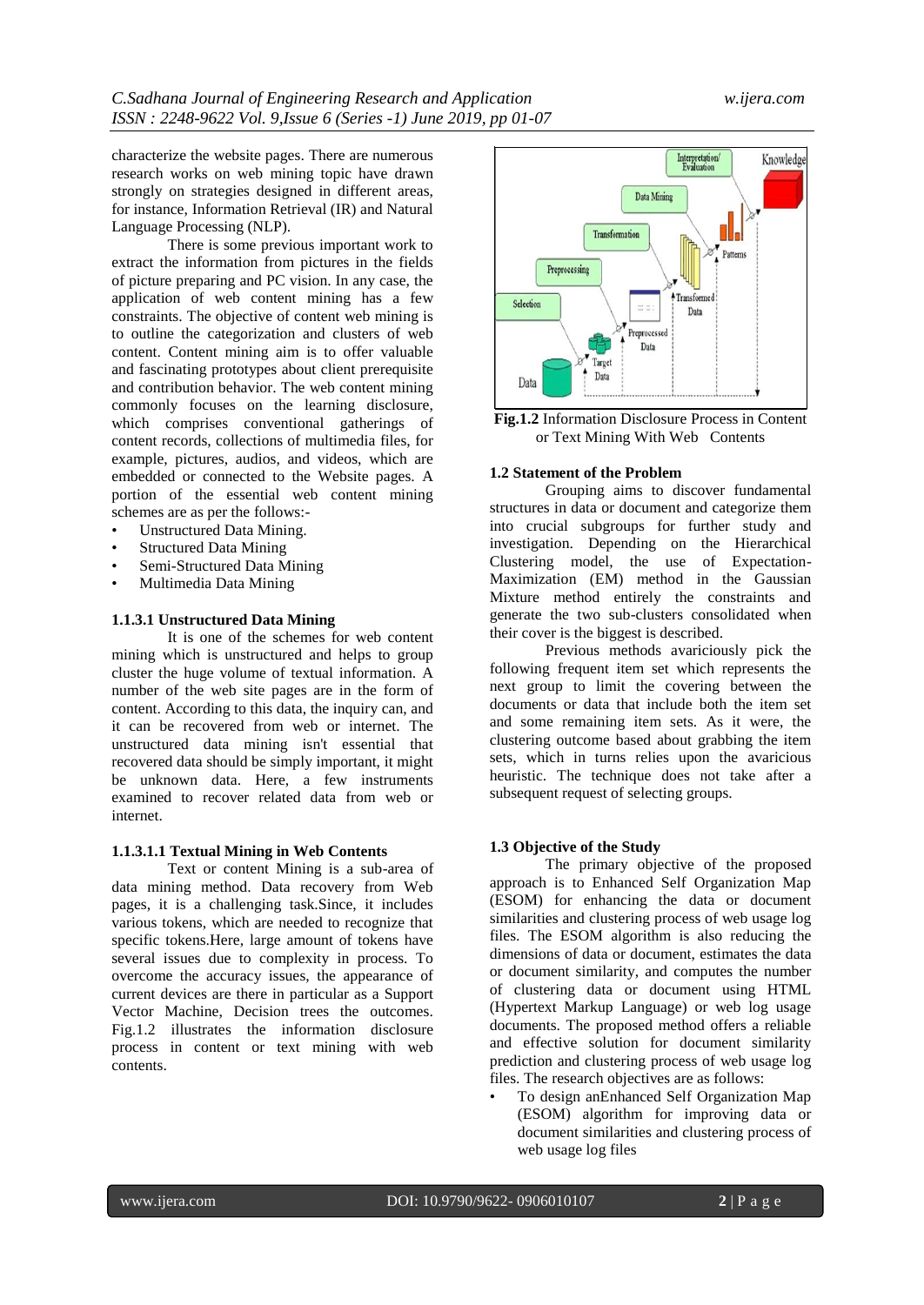characterize the website pages. There are numerous research works on web mining topic have drawn strongly on strategies designed in different areas, for instance, Information Retrieval (IR) and Natural Language Processing (NLP).

There is some previous important work to extract the information from pictures in the fields of picture preparing and PC vision. In any case, the application of web content mining has a few constraints. The objective of content web mining is to outline the categorization and clusters of web content. Content mining aim is to offer valuable and fascinating prototypes about client prerequisite and contribution behavior. The web content mining commonly focuses on the learning disclosure, which comprises conventional gatherings of content records, collections of multimedia files, for example, pictures, audios, and videos, which are embedded or connected to the Website pages. A portion of the essential web content mining schemes are as per the follows:-

- Unstructured Data Mining.
- Structured Data Mining
- Semi-Structured Data Mining
- Multimedia Data Mining

#### 1.1.3.1 Unstructured Data Mining

It is one of the schemes for web content mining which is unstructured and helps to group cluster the huge volume of textual information. A number of the web site pages are in the form of content. According to this data, the inquiry can, and it can be recovered from web or internet. The unstructured data mining isn't essential that recovered data should be simply important, it might be unknown data. Here, a few instruments examined to recover related data from web or internet.

##### 1.1.3.1.1 Textual Mining in Web Contents

Text or content Mining is a sub-area of data mining method. Data recovery from Web pages, it is a challenging task.Since, it includes various tokens, which are needed to recognize that specific tokens.Here, large amount of tokens have several issues due to complexity in process. To overcome the accuracy issues, the appearance of current devices are there in particular as a Support Vector Machine, Decision trees the outcomes. Fig.1.2 illustrates the information disclosure process in content or text mining with web contents.

**Fig.1.2** Information Disclosure Process in Content or Text Mining With Web Contents

### 1.2 Statement of the Problem

Grouping aims to discover fundamental structures in data or document and categorize them into crucial subgroups for further study and investigation. Depending on the Hierarchical Clustering model, the use of Expectation-Maximization (EM) method in the Gaussian Mixture method entirely the constraints and generate the two sub-clusters consolidated when their cover is the biggest is described.

Previous methods avariciously pick the following frequent item set which represents the next group to limit the covering between the documents or data that include both the item set and some remaining item sets. As it were, the clustering outcome based about grabbing the item sets, which in turns relies upon the avaricious heuristic. The technique does not take after a subsequent request of selecting groups.

### 1.3 Objective of the Study

The primary objective of the proposed approach is to Enhanced Self Organization Map (ESOM) for enhancing the data or document similarities and clustering process of web usage log files. The ESOM algorithm is also reducing the dimensions of the data or document, estimates the data or document similarity, and computes the number of clustering data or document using HTML (Hypertext Markup Language) or web log usage documents. The proposed method offers a reliable and effective solution for document similarity prediction and clustering process of web usage log files. The research objectives are as follows:

- To design anEnhanced Self Organization Map (ESOM) algorithm for improving data or document similarities and clustering process of web usage log files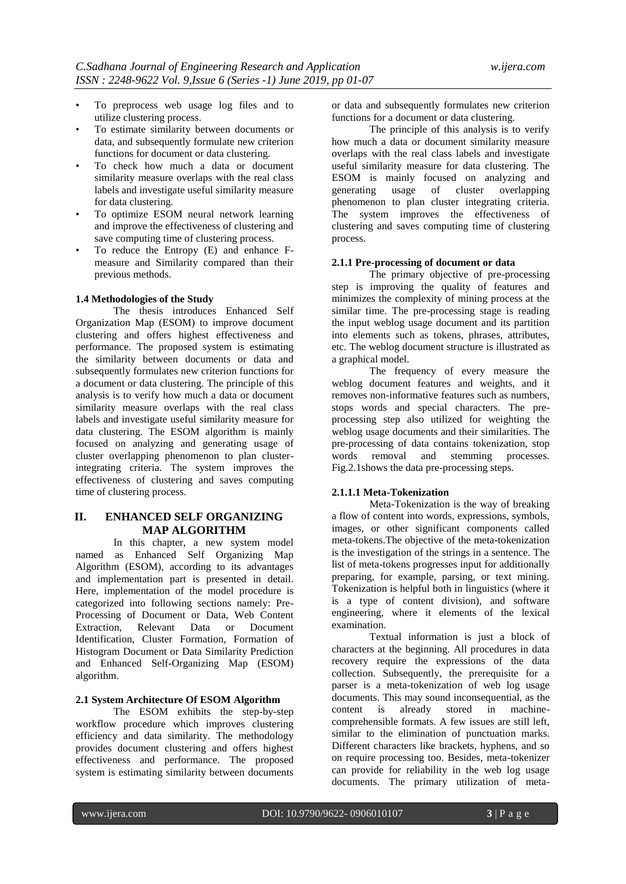- To preprocess web usage log files and to utilize clustering process.
- To estimate similarity between documents or data, and subsequently formulate new criterion functions for document or data clustering.
- To check how much a data or document similarity measure overlaps with the real class labels and investigate useful similarity measure for data clustering.
- To optimize ESOM neural network learning and improve the effectiveness of clustering and save computing time of clustering process.
- To reduce the Entropy (E) and enhance F-measure and Similarity compared than their previous methods.

### 1.4 Methodologies of the Study

The thesis introduces Enhanced Self Organization Map (ESOM) to improve document clustering and offers highest effectiveness and performance. The proposed system is estimating the similarity between documents or data and subsequently formulates new criterion functions for a document or data clustering. The principle of this analysis is to verify how much a data or document similarity measure overlaps with the real class labels and investigate useful similarity measure for data clustering. The ESOM algorithm is mainly focused on analyzing and generating usage of cluster overlapping phenomenon to plan cluster-integrating criteria. The system improves the effectiveness of clustering and saves computing time of clustering process.

## II. ENHANCED SELF ORGANIZING MAP ALGORITHM

In this chapter, a new system model named as Enhanced Self Organizing Map Algorithm (ESOM), according to its advantages and implementation part is presented in detail. Here, implementation of the model procedure is categorized into following sections namely: Pre-Processing of Document or Data, Web Content Extraction, Relevant Data or Document Identification, Cluster Formation, Formation of Histogram Document or Data Similarity Prediction and Enhanced Self-Organizing Map (ESOM) algorithm.

### 2.1 System Architecture Of ESOM Algorithm

The ESOM exhibits the step-by-step workflow procedure which improves clustering efficiency and data similarity. The methodology provides document clustering and offers highest effectiveness and performance. The proposed system is estimating similarity between documents or data and subsequently formulates new criterion functions for a document or data clustering.

The principle of this analysis is to verify how much a data or document similarity measure overlaps with the real class labels and investigate useful similarity measure for data clustering. The ESOM is mainly focused on analyzing and generating usage of cluster overlapping phenomenon to plan cluster integrating criteria. The system improves the effectiveness of clustering and saves computing time of clustering process.

#### 2.1.1 Pre-processing of document or data

The primary objective of pre-processing step is improving the quality of features and minimizes the complexity of mining process at the similar time. The pre-processing stage is reading the input weblog usage document and its partition into elements such as tokens, phrases, attributes, etc. The weblog document structure is illustrated as a graphical model.

The frequency of every measure the weblog document features and weights, and it removes non-informative features such as numbers, stops words and special characters. The pre-processing step also utilized for weighting the weblog usage documents and their similarities. The pre-processing of data contains tokenization, stop words removal and stemming processes. Fig.2.1shows the data pre-processing steps.

##### 2.1.1.1 Meta-Tokenization

Meta-Tokenization is the way of breaking a flow of content into words, expressions, symbols, images, or other significant components called meta-tokens.The objective of the meta-tokenization is the investigation of the strings in a sentence. The list of meta-tokens progresses input for additionally preparing, for example, parsing, or text mining. Tokenization is helpful both in linguistics (where it is a type of content division), and software engineering, where it elements of the lexical examination.

Textual information is just a block of characters at the beginning. All procedures in data recovery require the expressions of the data collection. Subsequently, the prerequisite for a parser is a meta-tokenization of web log usage documents. This may sound inconsequential, as the content is already stored in machine-comprehensible formats. A few issues are still left, similar to the elimination of punctuation marks. Different characters like brackets, hyphens, and so on require processing too. Besides, meta-tokenizer can provide for reliability in the web log usage documents. The primary utilization of meta-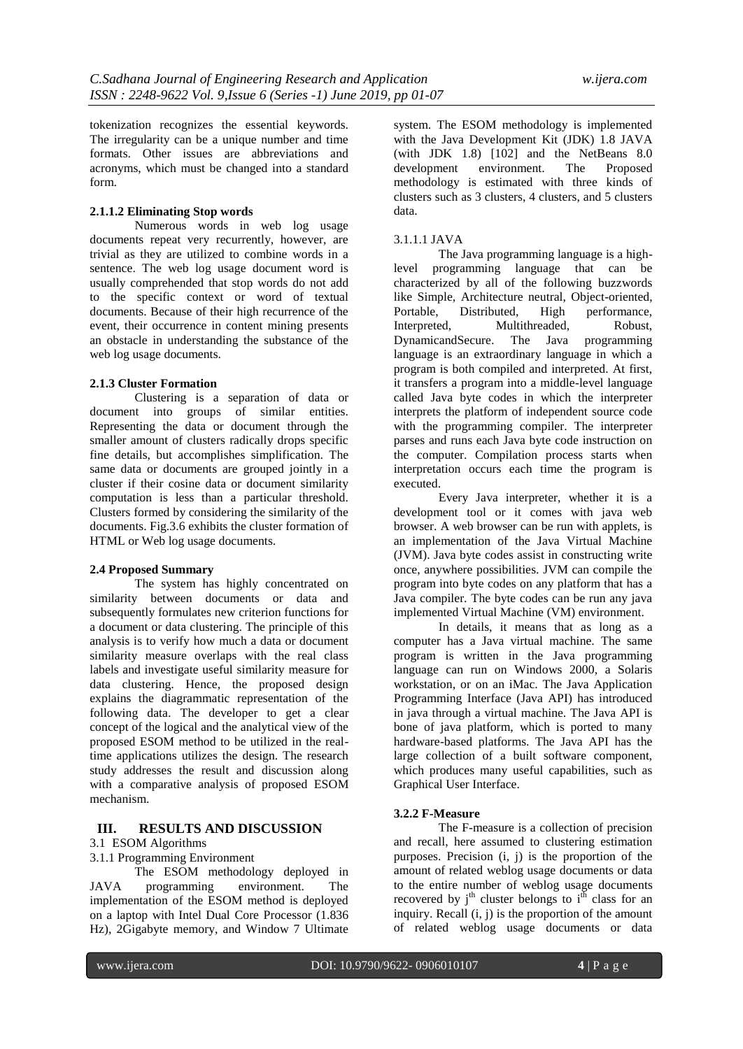tokenization recognizes the essential keywords. The irregularity can be a unique number and time formats. Other issues are abbreviations and acronyms, which must be changed into a standard form.

#### 2.1.1.2 Eliminating Stop words

Numerous words in web log usage documents repeat very recurrently, however, are trivial as they are utilized to combine words in a sentence. The web log usage document word is usually comprehended that stop words do not add to the specific context or word of textual documents. Because of their high recurrence of the event, their occurrence in content mining presents an obstacle in understanding the substance of the web log usage documents.

#### 2.1.3 Cluster Formation

Clustering is a separation of data or document into groups of similar entities. Representing the data or document through the smaller amount of clusters radically drops specific fine details, but accomplishes simplification. The same data or documents are grouped jointly in a cluster if their cosine data or document similarity computation is less than a particular threshold. Clusters formed by considering the similarity of the documents. Fig.3.6 exhibits the cluster formation of HTML or Web log usage documents.

#### 2.4 Proposed Summary

The system has highly concentrated on similarity between documents or data and subsequently formulates new criterion functions for a document or data clustering. The principle of this analysis is to verify how much a data or document similarity measure overlaps with the real class labels and investigate useful similarity measure for data clustering. Hence, the proposed design explains the diagrammatic representation of the following data. The developer to get a clear concept of the logical and the analytical view of the proposed ESOM method to be utilized in the real-time applications utilizes the design. The research study addresses the result and discussion along with a comparative analysis of proposed ESOM mechanism.

## III. RESULTS AND DISCUSSION

3.1 ESOM Algorithms

3.1.1 Programming Environment

The ESOM methodology deployed in JAVA programming environment. The implementation of the ESOM method is deployed on a laptop with Intel Dual Core Processor (1.836 Hz), 2Gigabyte memory, and Window 7 Ultimate system. The ESOM methodology is implemented with the Java Development Kit (JDK) 1.8 JAVA (with JDK 1.8) [102] and the NetBeans 8.0 development environment. The Proposed methodology is estimated with three kinds of clusters such as 3 clusters, 4 clusters, and 5 clusters data.

3.1.1.1 JAVA

The Java programming language is a high-level programming language that can be characterized by all of the following buzzwords like Simple, Architecture neutral, Object-oriented, Portable, Distributed, High performance, Interpreted, Multithreaded, Robust, DynamicandSecure. The Java programming language is an extraordinary language in which a program is both compiled and interpreted. At first, it transfers a program into a middle-level language called Java byte codes in which the interpreter interprets the platform of independent source code with the programming compiler. The interpreter parses and runs each Java byte code instruction on the computer. Compilation process starts when interpretation occurs each time the program is executed.

Every Java interpreter, whether it is a development tool or it comes with java web browser. A web browser can be run with applets, is an implementation of the Java Virtual Machine (JVM). Java byte codes assist in constructing write once, anywhere possibilities. JVM can compile the program into byte codes on any platform that has a Java compiler. The byte codes can be run any java implemented Virtual Machine (VM) environment.

In details, it means that as long as a computer has a Java virtual machine. The same program is written in the Java programming language can run on Windows 2000, a Solaris workstation, or on an iMac. The Java Application Programming Interface (Java API) has introduced in java through a virtual machine. The Java API is bone of java platform, which is ported to many hardware-based platforms. The Java API has the large collection of a built software component, which produces many useful capabilities, such as Graphical User Interface.

#### 3.2.2 F-Measure

The F-measure is a collection of precision and recall, here assumed to clustering estimation purposes. Precision (i, j) is the proportion of the amount of related weblog usage documents or data to the entire number of weblog usage documents recovered by $j^{th}$ cluster belongs to $i^{th}$ class for an inquiry. Recall (i, j) is the proportion of the amount of related weblog usage documents or data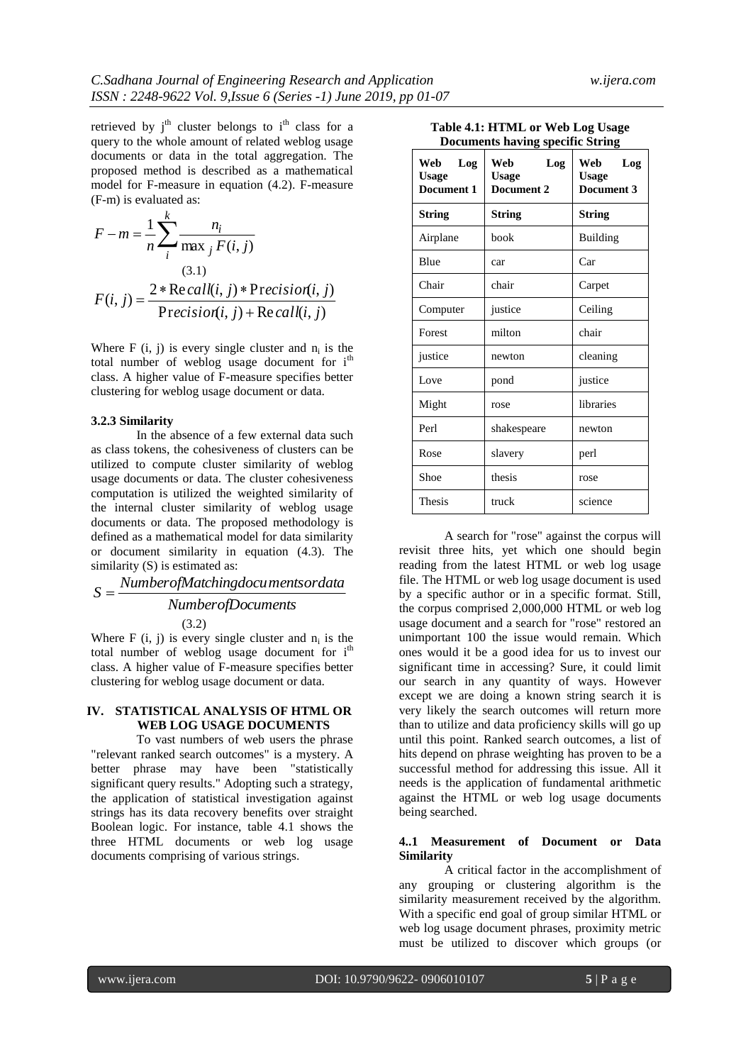retrieved by $j^{th}$ cluster belongs to $i^{th}$ class for a query to the whole amount of related weblog usage documents or data in the total aggregation. The proposed method is described as a mathematical model for F-measure in equation (4.2). F-measure (F-m) is evaluated as:

$$F - m = \frac{1}{n} \sum_{i}^{k} \frac{n_i}{\max_j F(i, j)} \quad (3.1)$$

$$F(i, j) = \frac{2 * Recall(i, j) * Precision(i, j)}{Precision(i, j) + Recall(i, j)}$$

Where F (i, j) is every single cluster and $n_i$ is the total number of weblog usage document for $i^{th}$ class. A higher value of F-measure specifies better clustering for weblog usage document or data.

### 3.2.3 Similarity

In the absence of a few external data such as class tokens, the cohesiveness of clusters can be utilized to compute cluster similarity of weblog usage documents or data. The cluster cohesiveness computation is utilized the weighted similarity of the internal cluster similarity of weblog usage documents or data. The proposed methodology is defined as a mathematical model for data similarity or document similarity in equation (4.3). The similarity (S) is estimated as:

$$S = \frac{NumberofMatchingdocumentsordata}{NumberofDocuments} \quad (3.2)$$

Where F (i, j) is every single cluster and $n_i$ is the total number of weblog usage document for $i^{th}$ class. A higher value of F-measure specifies better clustering for weblog usage document or data.

## IV. STATISTICAL ANALYSIS OF HTML OR WEB LOG USAGE DOCUMENTS

To vast numbers of web users the phrase "relevant ranked search outcomes" is a mystery. A better phrase may have been "statistically significant query results." Adopting such a strategy, the application of statistical investigation against strings has its data recovery benefits over straight Boolean logic. For instance, table 4.1 shows the three HTML documents or web log usage documents comprising of various strings.

**Table 4.1: HTML or Web Log Usage Documents having specific String**

| Web Log Usage Document 1 | Web Log Usage Document 2 | Web Log Usage Document 3 |
|---|---|---|
| **String** | **String** | **String** |
| Airplane | book | Building |
| Blue | car | Car |
| Chair | chair | Carpet |
| Computer | justice | Ceiling |
| Forest | milton | chair |
| justice | newton | cleaning |
| Love | pond | justice |
| Might | rose | libraries |
| Perl | shakespeare | newton |
| Rose | slavery | perl |
| Shoe | thesis | rose |
| Thesis | truck | science |

A search for "rose" against the corpus will revisit three hits, yet which one should begin reading from the latest HTML or web log usage file. The HTML or web log usage document is used by a specific author or in a specific format. Still, the corpus comprised 2,000,000 HTML or web log usage document and a search for "rose" restored an unimportant 100 the issue would remain. Which ones would it be a good idea for us to invest our significant time in accessing? Sure, it could limit our search in any quantity of ways. However except we are doing a known string search it is very likely the search outcomes will return more than to utilize and data proficiency skills will go up until this point. Ranked search outcomes, a list of hits depend on phrase weighting has proven to be a successful method for addressing this issue. All it needs is the application of fundamental arithmetic against the HTML or web log usage documents being searched.

### 4..1 Measurement of Document or Data Similarity

A critical factor in the accomplishment of any grouping or clustering algorithm is the similarity measurement received by the algorithm. With a specific end goal of group similar HTML or web log usage document phrases, proximity metric must be utilized to discover which groups (or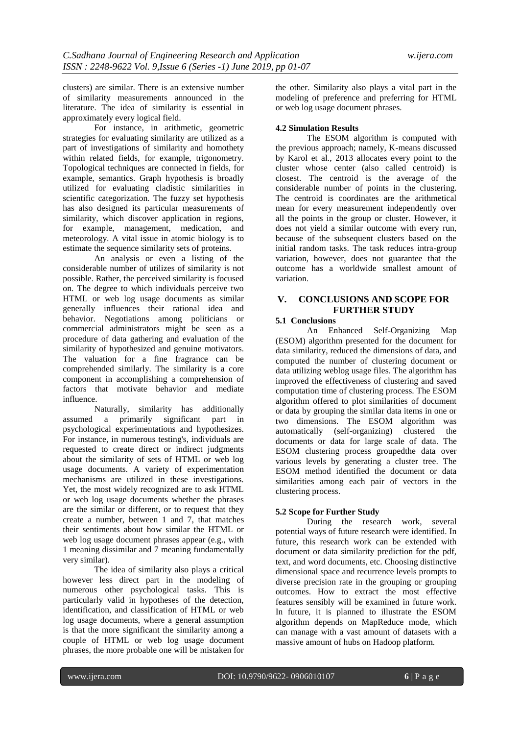clusters) are similar. There is an extensive number of similarity measurements announced in the literature. The idea of similarity is essential in approximately every logical field.

For instance, in arithmetic, geometric strategies for evaluating similarity are utilized as a part of investigations of similarity and homothety within related fields, for example, trigonometry. Topological techniques are connected in fields, for example, semantics. Graph hypothesis is broadly utilized for evaluating cladistic similarities in scientific categorization. The fuzzy set hypothesis has also designed its particular measurements of similarity, which discover application in regions, for example, management, medication, and meteorology. A vital issue in atomic biology is to estimate the sequence similarity sets of proteins.

An analysis or even a listing of the considerable number of utilizes of similarity is not possible. Rather, the perceived similarity is focused on. The degree to which individuals perceive two HTML or web log usage documents as similar generally influences their rational idea and behavior. Negotiations among politicians or commercial administrators might be seen as a procedure of data gathering and evaluation of the similarity of hypothesized and genuine motivators. The valuation for a fine fragrance can be comprehended similarly. The similarity is a core component in accomplishing a comprehension of factors that motivate behavior and mediate influence.

Naturally, similarity has additionally assumed a primarily significant part in psychological experimentations and hypothesizes. For instance, in numerous testing's, individuals are requested to create direct or indirect judgments about the similarity of sets of HTML or web log usage documents. A variety of experimentation mechanisms are utilized in these investigations. Yet, the most widely recognized are to ask HTML or web log usage documents whether the phrases are the similar or different, or to request that they create a number, between 1 and 7, that matches their sentiments about how similar the HTML or web log usage document phrases appear (e.g., with 1 meaning dissimilar and 7 meaning fundamentally very similar).

The idea of similarity also plays a critical however less direct part in the modeling of numerous other psychological tasks. This is particularly valid in hypotheses of the detection, identification, and classification of HTML or web log usage documents, where a general assumption is that the more significant the similarity among a couple of HTML or web log usage document phrases, the more probable one will be mistaken for the other. Similarity also plays a vital part in the modeling of preference and preferring for HTML or web log usage document phrases.

### 4.2 Simulation Results

The ESOM algorithm is computed with the previous approach; namely, K-means discussed by Karol et al., 2013 allocates every point to the cluster whose center (also called centroid) is closest. The centroid is the average of the considerable number of points in the clustering. The centroid is coordinates are the arithmetical mean for every measurement independently over all the points in the group or cluster. However, it does not yield a similar outcome with every run, because of the subsequent clusters based on the initial random tasks. The task reduces intra-group variation, however, does not guarantee that the outcome has a worldwide smallest amount of variation.

## V. CONCLUSIONS AND SCOPE FOR FURTHER STUDY

### 5.1 Conclusions

An Enhanced Self-Organizing Map (ESOM) algorithm presented for the document for data similarity, reduced the dimensions of data, and computed the number of clustering document or data utilizing weblog usage files. The algorithm has improved the effectiveness of clustering and saved computation time of clustering process. The ESOM algorithm offered to plot similarities of document or data by grouping the similar data items in one or two dimensions. The ESOM algorithm was automatically (self-organizing) clustered the documents or data for large scale of data. The ESOM clustering process groupedthe data over various levels by generating a cluster tree. The ESOM method identified the document or data similarities among each pair of vectors in the clustering process.

### 5.2 Scope for Further Study

During the research work, several potential ways of future research were identified. In future, this research work can be extended with document or data similarity prediction for the pdf, text, and word documents, etc. Choosing distinctive dimensional space and recurrence levels prompts to diverse precision rate in the grouping or grouping outcomes. How to extract the most effective features sensibly will be examined in future work. In future, it is planned to illustrate the ESOM algorithm depends on MapReduce mode, which can manage with a vast amount of datasets with a massive amount of hubs on Hadoop platform.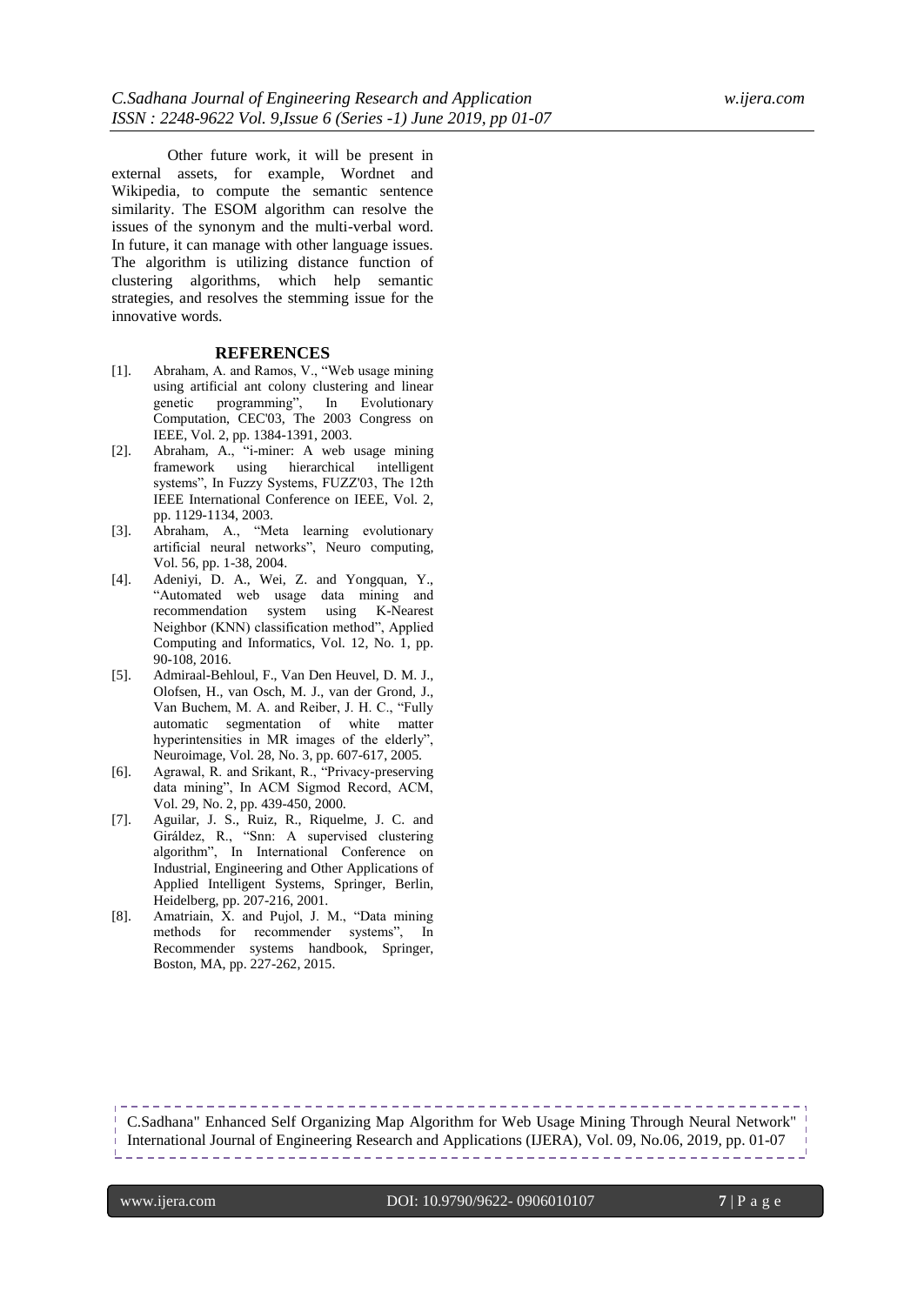Other future work, it will be present in external assets, for example, Wordnet and Wikipedia, to compute the semantic sentence similarity. The ESOM algorithm can resolve the issues of the synonym and the multi-verbal word. In future, it can manage with other language issues. The algorithm is utilizing distance function of clustering algorithms, which help semantic strategies, and resolves the stemming issue for the innovative words.

## REFERENCES

[1]. Abraham, A. and Ramos, V., "Web usage mining using artificial ant colony clustering and linear genetic programming", In Evolutionary Computation, CEC'03, The 2003 Congress on IEEE, Vol. 2, pp. 1384-1391, 2003.

[2]. Abraham, A., "i-miner: A web usage mining framework using hierarchical intelligent systems", In Fuzzy Systems, FUZZ'03, The 12th IEEE International Conference on IEEE, Vol. 2, pp. 1129-1134, 2003.

[3]. Abraham, A., "Meta learning evolutionary artificial neural networks", Neuro computing, Vol. 56, pp. 1-38, 2004.

[4]. Adeniyi, D. A., Wei, Z. and Yongquan, Y., "Automated web usage data mining and recommendation system using K-Nearest Neighbor (KNN) classification method", Applied Computing and Informatics, Vol. 12, No. 1, pp. 90-108, 2016.

[5]. Admiraal-Behloul, F., Van Den Heuvel, D. M. J., Olofsen, H., van Osch, M. J., van der Grond, J., Van Buchem, M. A. and Reiber, J. H. C., "Fully automatic segmentation of white matter hyperintensities in MR images of the elderly", Neuroimage, Vol. 28, No. 3, pp. 607-617, 2005.

[6]. Agrawal, R. and Srikant, R., "Privacy-preserving data mining", In ACM Sigmod Record, ACM, Vol. 29, No. 2, pp. 439-450, 2000.

[7]. Aguilar, J. S., Ruiz, R., Riquelme, J. C. and Giráldez, R., "Snn: A supervised clustering algorithm", In International Conference on Industrial, Engineering and Other Applications of Applied Intelligent Systems, Springer, Berlin, Heidelberg, pp. 207-216, 2001.

[8]. Amatriain, X. and Pujol, J. M., "Data mining methods for recommender systems", In Recommender systems handbook, Springer, Boston, MA, pp. 227-262, 2015.

C.Sadhana" Enhanced Self Organizing Map Algorithm for Web Usage Mining Through Neural Network" International Journal of Engineering Research and Applications (IJERA), Vol. 09, No.06, 2019, pp. 01-07